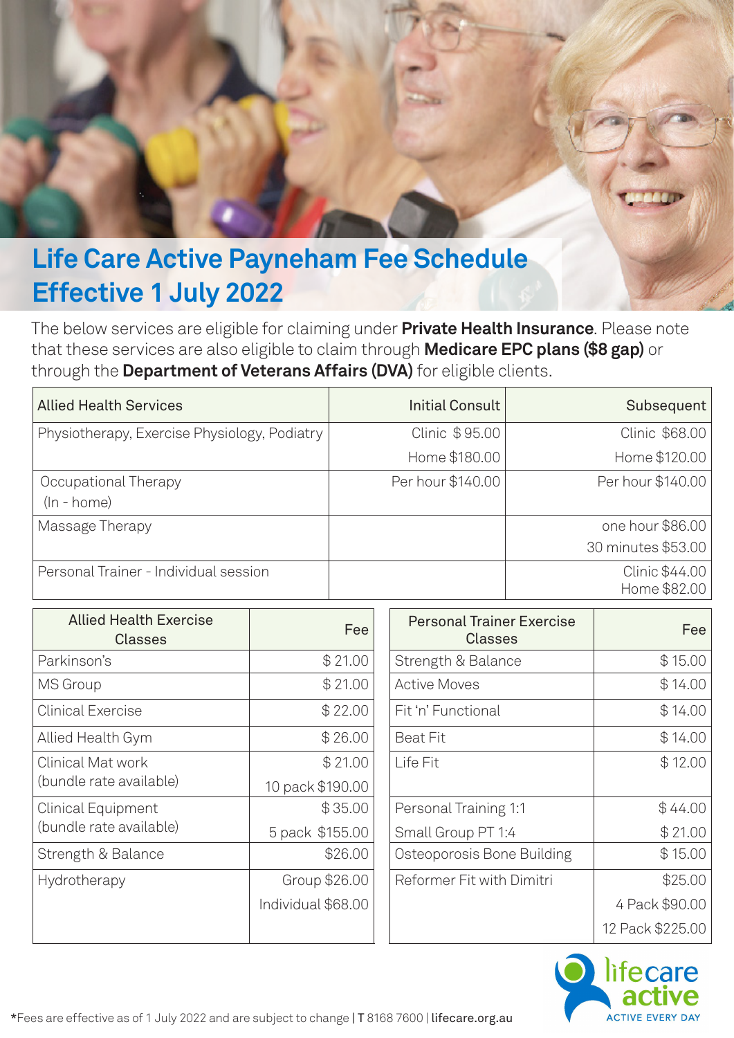# Life Care Active Payneham Fee Schedule Effective 1 July 2022

The below services are eligible for claiming under **Private Health Insurance**. Please note that these services are also eligible to claim through **Medicare EPC plans ($8 gap)** or through the **Department of Veterans Affairs (DVA)** for eligible clients.

| Allied Health Services | Initial Consult | Subsequent |
|---|---|---|
| Physiotherapy, Exercise Physiology, Podiatry | Clinic $ 95.00<br>Home $180.00 | Clinic $68.00<br>Home $120.00 |
| Occupational Therapy (In - home) | Per hour $140.00 | Per hour $140.00 |
| Massage Therapy | | one hour $86.00<br>30 minutes $53.00 |
| Personal Trainer - Individual session | | Clinic $44.00<br>Home $82.00 |

| Allied Health Exercise Classes | Fee |
|---|---|
| Parkinson's | $ 21.00 |
| MS Group | $ 21.00 |
| Clinical Exercise | $ 22.00 |
| Allied Health Gym | $ 26.00 |
| Clinical Mat work (bundle rate available) | $ 21.00<br>10 pack $190.00 |
| Clinical Equipment (bundle rate available) | $ 35.00<br>5 pack $155.00 |
| Strength & Balance | $26.00 |
| Hydrotherapy | Group $26.00<br>Individual $68.00 |

| Personal Trainer Exercise Classes | Fee |
|---|---|
| Strength & Balance | $ 15.00 |
| Active Moves | $ 14.00 |
| Fit 'n' Functional | $ 14.00 |
| Beat Fit | $ 14.00 |
| Life Fit | $ 12.00 |
| Personal Training 1:1 | $ 44.00 |
| Small Group PT 1:4 | $ 21.00 |
| Osteoporosis Bone Building | $ 15.00 |
| Reformer Fit with Dimitri | $25.00<br>4 Pack $90.00<br>12 Pack $225.00 |

*Fees are effective as of 1 July 2022 and are subject to change | T 8168 7600 | lifecare.org.au

lifecare active
ACTIVE EVERY DAY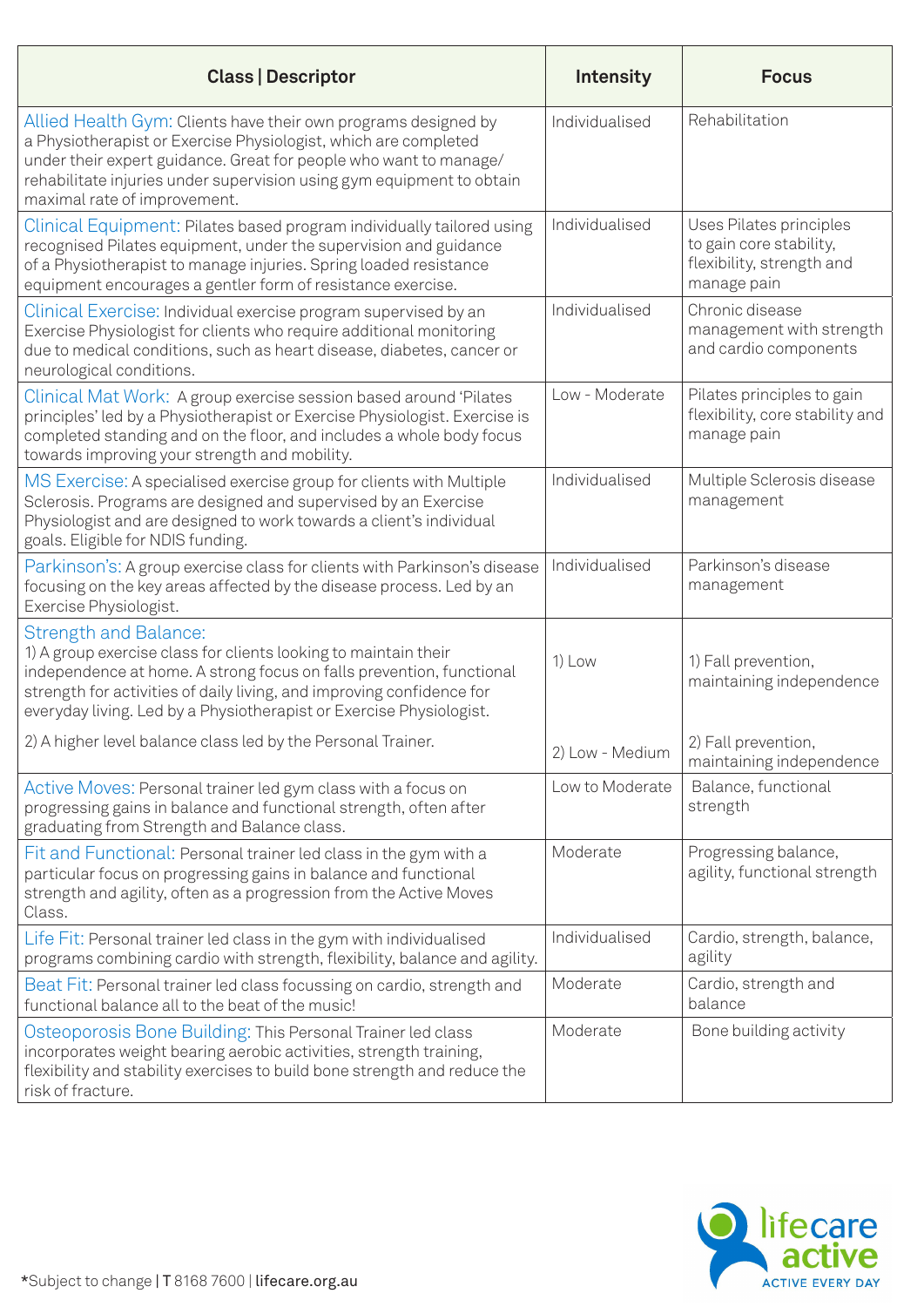| Class \| Descriptor | Intensity | Focus |
|---|---|---|
| Allied Health Gym: Clients have their own programs designed by a Physiotherapist or Exercise Physiologist, which are completed under their expert guidance. Great for people who want to manage/ rehabilitate injuries under supervision using gym equipment to obtain maximal rate of improvement. | Individualised | Rehabilitation |
| Clinical Equipment: Pilates based program individually tailored using recognised Pilates equipment, under the supervision and guidance of a Physiotherapist to manage injuries. Spring loaded resistance equipment encourages a gentler form of resistance exercise. | Individualised | Uses Pilates principles to gain core stability, flexibility, strength and manage pain |
| Clinical Exercise: Individual exercise program supervised by an Exercise Physiologist for clients who require additional monitoring due to medical conditions, such as heart disease, diabetes, cancer or neurological conditions. | Individualised | Chronic disease management with strength and cardio components |
| Clinical Mat Work: A group exercise session based around 'Pilates principles' led by a Physiotherapist or Exercise Physiologist. Exercise is completed standing and on the floor, and includes a whole body focus towards improving your strength and mobility. | Low - Moderate | Pilates principles to gain flexibility, core stability and manage pain |
| MS Exercise: A specialised exercise group for clients with Multiple Sclerosis. Programs are designed and supervised by an Exercise Physiologist and are designed to work towards a client's individual goals. Eligible for NDIS funding. | Individualised | Multiple Sclerosis disease management |
| Parkinson's: A group exercise class for clients with Parkinson's disease focusing on the key areas affected by the disease process. Led by an Exercise Physiologist. | Individualised | Parkinson's disease management |
| Strength and Balance:<br>1) A group exercise class for clients looking to maintain their independence at home. A strong focus on falls prevention, functional strength for activities of daily living, and improving confidence for everyday living. Led by a Physiotherapist or Exercise Physiologist.<br>2) A higher level balance class led by the Personal Trainer. | 1) Low<br>2) Low - Medium | 1) Fall prevention, maintaining independence<br>2) Fall prevention, maintaining independence |
| Active Moves: Personal trainer led gym class with a focus on progressing gains in balance and functional strength, often after graduating from Strength and Balance class. | Low to Moderate | Balance, functional strength |
| Fit and Functional: Personal trainer led class in the gym with a particular focus on progressing gains in balance and functional strength and agility, often as a progression from the Active Moves Class. | Moderate | Progressing balance, agility, functional strength |
| Life Fit: Personal trainer led class in the gym with individualised programs combining cardio with strength, flexibility, balance and agility. | Individualised | Cardio, strength, balance, agility |
| Beat Fit: Personal trainer led class focussing on cardio, strength and functional balance all to the beat of the music! | Moderate | Cardio, strength and balance |
| Osteoporosis Bone Building: This Personal Trainer led class incorporates weight bearing aerobic activities, strength training, flexibility and stability exercises to build bone strength and reduce the risk of fracture. | Moderate | Bone building activity |

*Subject to change | T 8168 7600 | lifecare.org.au

lifecare active
ACTIVE EVERY DAY